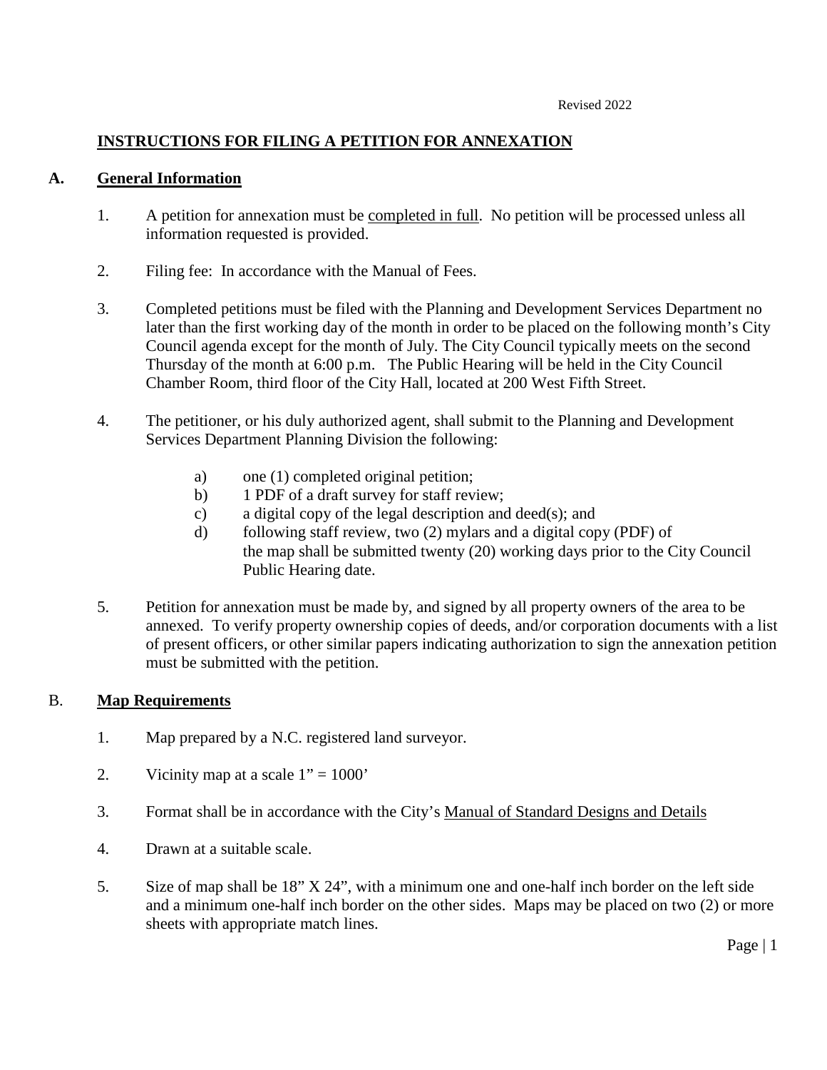Revised 2022

# INSTRUCTIONS FOR FILING A PETITION FOR ANNEXATION

## A. General Information

1. A petition for annexation must be completed in full. No petition will be processed unless all information requested is provided.

2. Filing fee: In accordance with the Manual of Fees.

3. Completed petitions must be filed with the Planning and Development Services Department no later than the first working day of the month in order to be placed on the following month's City Council agenda except for the month of July. The City Council typically meets on the second Thursday of the month at 6:00 p.m. The Public Hearing will be held in the City Council Chamber Room, third floor of the City Hall, located at 200 West Fifth Street.

4. The petitioner, or his duly authorized agent, shall submit to the Planning and Development Services Department Planning Division the following:

   a) one (1) completed original petition;
   b) 1 PDF of a draft survey for staff review;
   c) a digital copy of the legal description and deed(s); and
   d) following staff review, two (2) mylars and a digital copy (PDF) of the map shall be submitted twenty (20) working days prior to the City Council Public Hearing date.

5. Petition for annexation must be made by, and signed by all property owners of the area to be annexed. To verify property ownership copies of deeds, and/or corporation documents with a list of present officers, or other similar papers indicating authorization to sign the annexation petition must be submitted with the petition.

## B. Map Requirements

1. Map prepared by a N.C. registered land surveyor.

2. Vicinity map at a scale 1" = 1000'

3. Format shall be in accordance with the City's Manual of Standard Designs and Details

4. Drawn at a suitable scale.

5. Size of map shall be 18" X 24", with a minimum one and one-half inch border on the left side and a minimum one-half inch border on the other sides. Maps may be placed on two (2) or more sheets with appropriate match lines.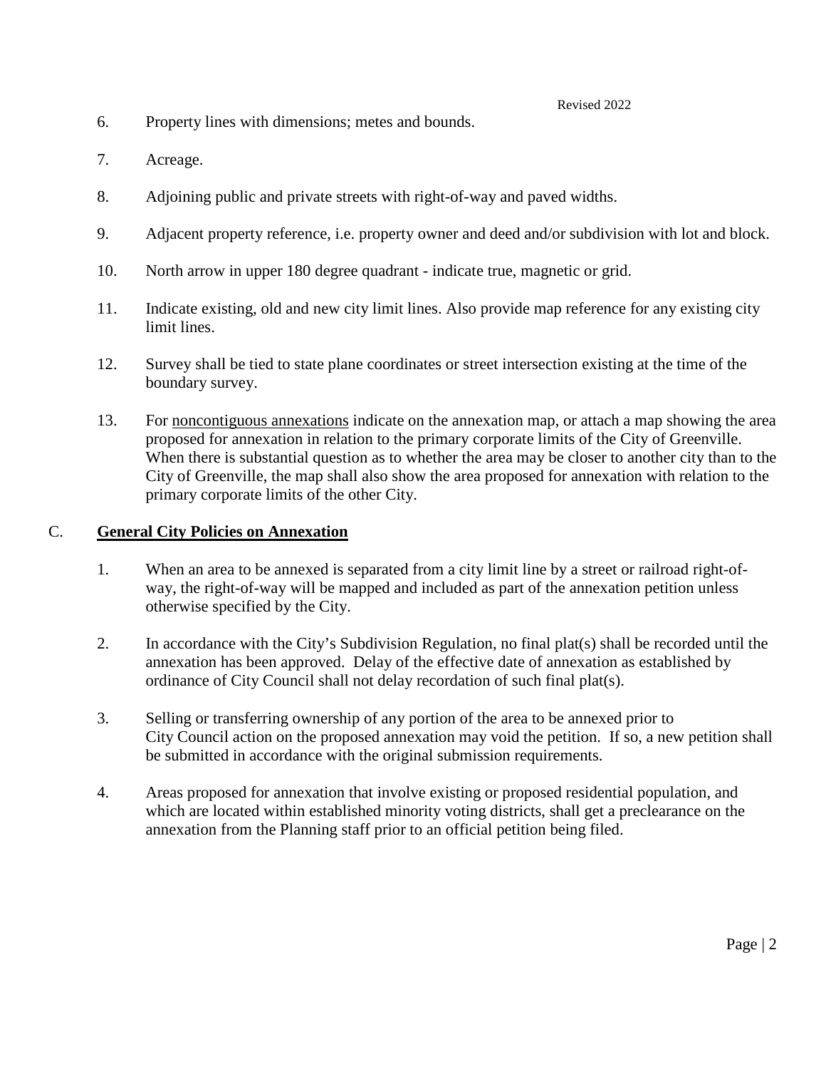6. Property lines with dimensions; metes and bounds.

7. Acreage.

8. Adjoining public and private streets with right-of-way and paved widths.

9. Adjacent property reference, i.e. property owner and deed and/or subdivision with lot and block.

10. North arrow in upper 180 degree quadrant - indicate true, magnetic or grid.

11. Indicate existing, old and new city limit lines. Also provide map reference for any existing city limit lines.

12. Survey shall be tied to state plane coordinates or street intersection existing at the time of the boundary survey.

13. For <u>noncontiguous annexations</u> indicate on the annexation map, or attach a map showing the area proposed for annexation in relation to the primary corporate limits of the City of Greenville. When there is substantial question as to whether the area may be closer to another city than to the City of Greenville, the map shall also show the area proposed for annexation with relation to the primary corporate limits of the other City.

## C. <u>**General City Policies on Annexation**</u>

1. When an area to be annexed is separated from a city limit line by a street or railroad right-of-way, the right-of-way will be mapped and included as part of the annexation petition unless otherwise specified by the City.

2. In accordance with the City's Subdivision Regulation, no final plat(s) shall be recorded until the annexation has been approved. Delay of the effective date of annexation as established by ordinance of City Council shall not delay recordation of such final plat(s).

3. Selling or transferring ownership of any portion of the area to be annexed prior to City Council action on the proposed annexation may void the petition. If so, a new petition shall be submitted in accordance with the original submission requirements.

4. Areas proposed for annexation that involve existing or proposed residential population, and which are located within established minority voting districts, shall get a preclearance on the annexation from the Planning staff prior to an official petition being filed.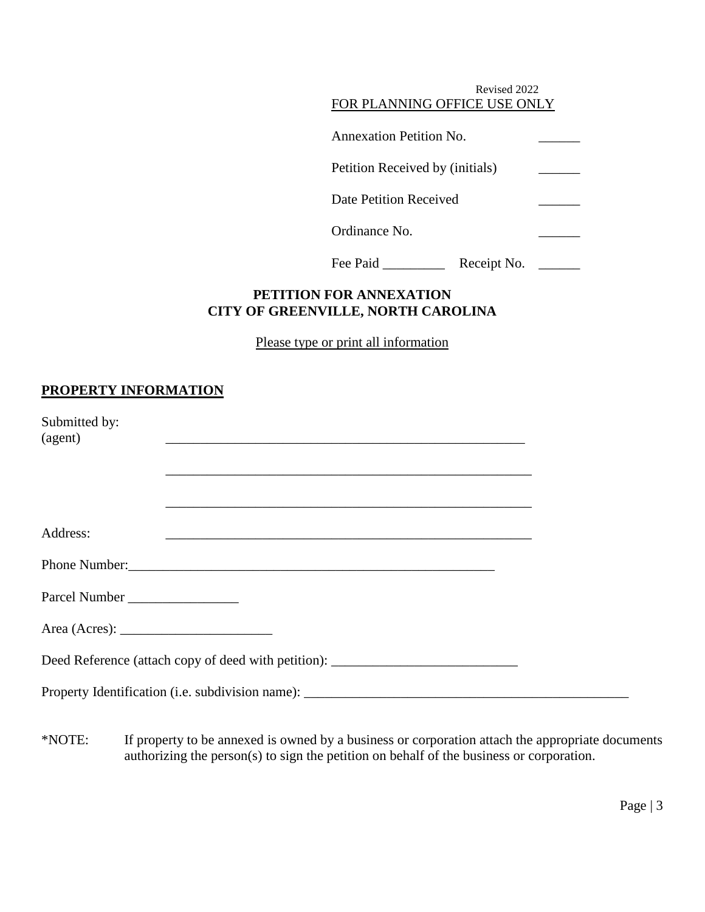Revised 2022

FOR PLANNING OFFICE USE ONLY

Annexation Petition No. ______

Petition Received by (initials) ______

Date Petition Received ______

Ordinance No. ______

Fee Paid _________ Receipt No. ______

**PETITION FOR ANNEXATION**
**CITY OF GREENVILLE, NORTH CAROLINA**

Please type or print all information

## PROPERTY INFORMATION

Submitted by:
(agent) ______________________________________________________

______________________________________________________

______________________________________________________

Address: ______________________________________________________

Phone Number:______________________________________________________

Parcel Number ________________

Area (Acres): ______________________

Deed Reference (attach copy of deed with petition): ___________________________

Property Identification (i.e. subdivision name): ________________________________________________

*NOTE: If property to be annexed is owned by a business or corporation attach the appropriate documents authorizing the person(s) to sign the petition on behalf of the business or corporation.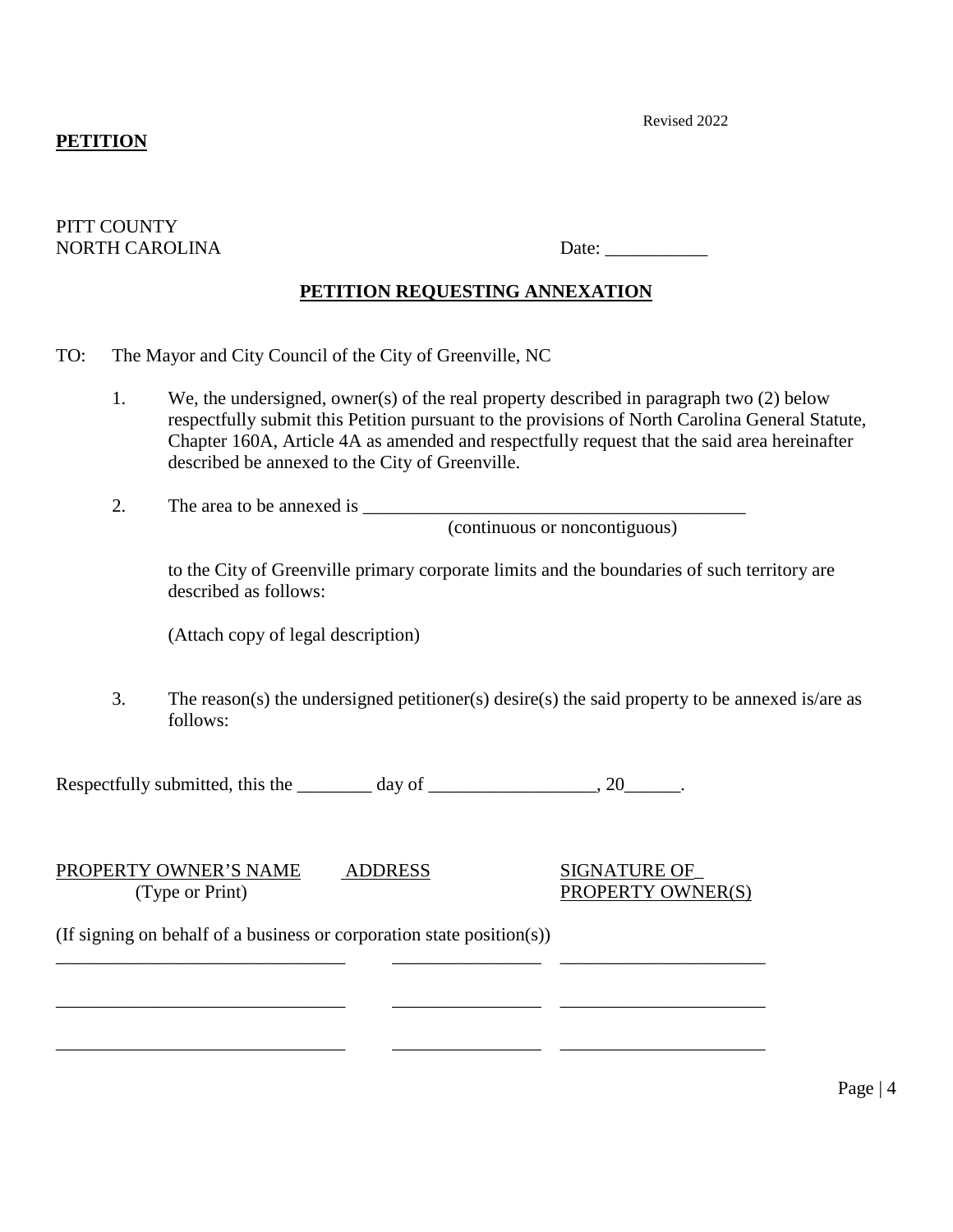Revised 2022

**PETITION**

PITT COUNTY
NORTH CAROLINA

Date: ___________

**PETITION REQUESTING ANNEXATION**

TO: The Mayor and City Council of the City of Greenville, NC

1. We, the undersigned, owner(s) of the real property described in paragraph two (2) below respectfully submit this Petition pursuant to the provisions of North Carolina General Statute, Chapter 160A, Article 4A as amended and respectfully request that the said area hereinafter described be annexed to the City of Greenville.

2. The area to be annexed is ____________________________________________
(continuous or noncontiguous)

   to the City of Greenville primary corporate limits and the boundaries of such territory are described as follows:

   (Attach copy of legal description)

3. The reason(s) the undersigned petitioner(s) desire(s) the said property to be annexed is/are as follows:

Respectfully submitted, this the ________ day of __________________, 20______.

| PROPERTY OWNER'S NAME (Type or Print) | ADDRESS | SIGNATURE OF PROPERTY OWNER(S) |
|---|---|---|
| (If signing on behalf of a business or corporation state position(s)) | | |
| _______________________________ | ________________ | ______________________ |
| _______________________________ | ________________ | ______________________ |
| _______________________________ | ________________ | ______________________ |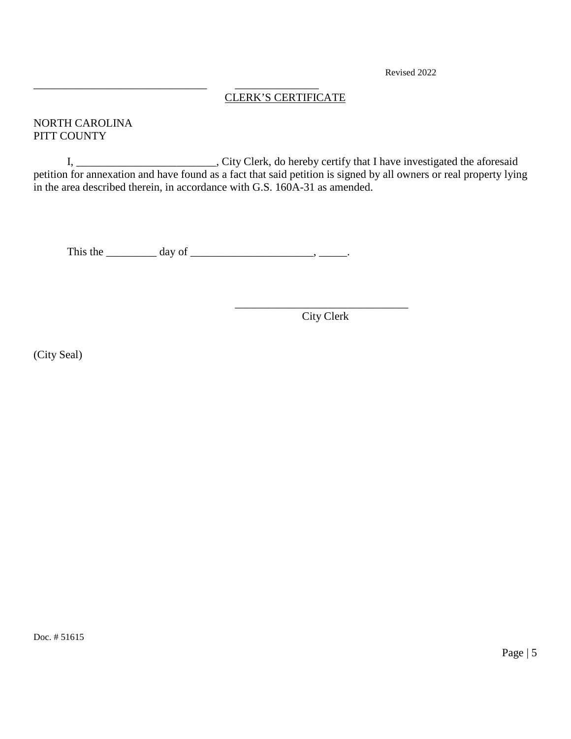Revised 2022

_______________________________ _______________

CLERK'S CERTIFICATE

NORTH CAROLINA
PITT COUNTY

I, _________________________, City Clerk, do hereby certify that I have investigated the aforesaid petition for annexation and have found as a fact that said petition is signed by all owners or real property lying in the area described therein, in accordance with G.S. 160A-31 as amended.

This the _________ day of ______________________, _____.

_______________________________
City Clerk

(City Seal)

Doc. # 51615